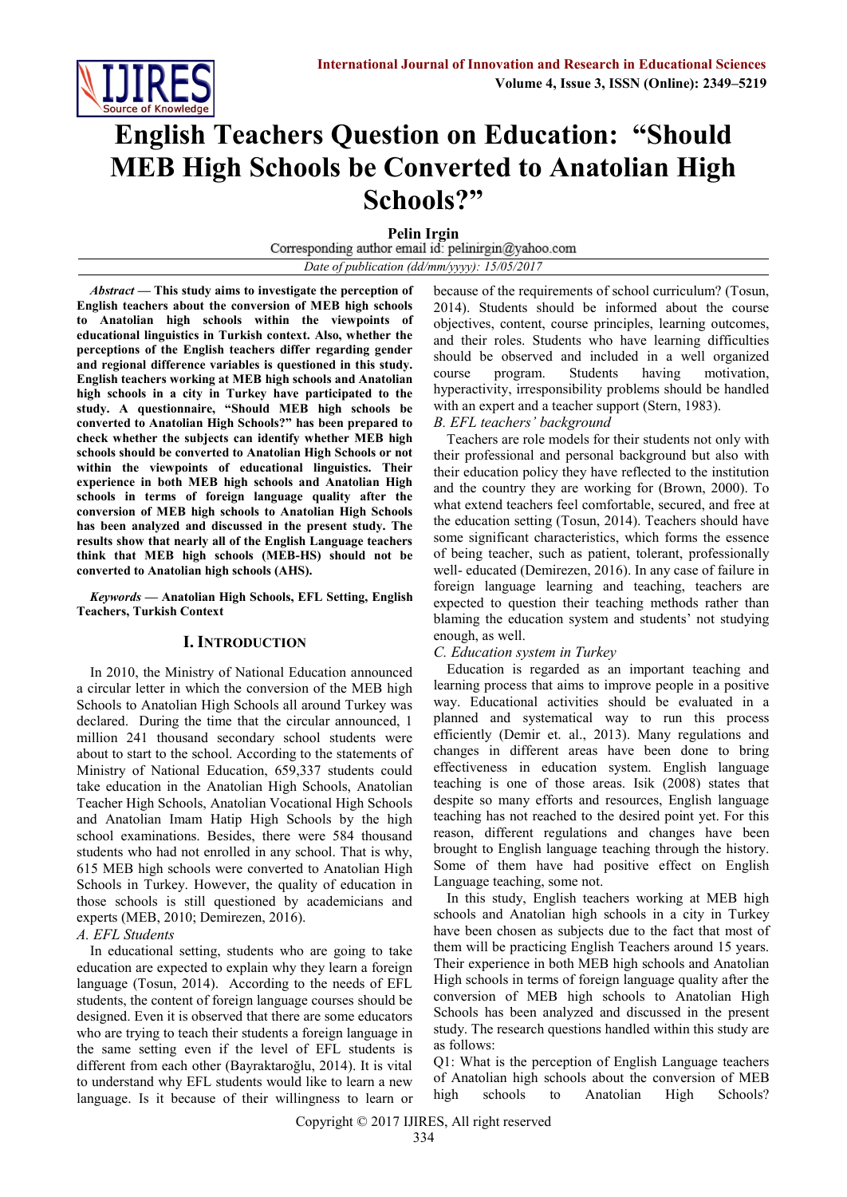# English Teachers Question on Education: "Should MEB High Schools be Converted to Anatolian High Schools?"

**Pelin Irgin**

Corresponding author email id: pelinirgin@yahoo.com

*Date of publication (dd/mm/yyyy): 15/05/2017*

***Abstract* — This study aims to investigate the perception of English teachers about the conversion of MEB high schools to Anatolian high schools within the viewpoints of educational linguistics in Turkish context. Also, whether the perceptions of the English teachers differ regarding gender and regional difference variables is questioned in this study. English teachers working at MEB high schools and Anatolian high schools in a city in Turkey have participated to the study. A questionnaire, "Should MEB high schools be converted to Anatolian High Schools?" has been prepared to check whether the subjects can identify whether MEB high schools should be converted to Anatolian High Schools or not within the viewpoints of educational linguistics. Their experience in both MEB high schools and Anatolian High schools in terms of foreign language quality after the conversion of MEB high schools to Anatolian High Schools has been analyzed and discussed in the present study. The results show that nearly all of the English Language teachers think that MEB high schools (MEB-HS) should not be converted to Anatolian high schools (AHS).**

***Keywords* — Anatolian High Schools, EFL Setting, English Teachers, Turkish Context**

## I. Introduction

In 2010, the Ministry of National Education announced a circular letter in which the conversion of the MEB high Schools to Anatolian High Schools all around Turkey was declared. During the time that the circular announced, 1 million 241 thousand secondary school students were about to start to the school. According to the statements of Ministry of National Education, 659,337 students could take education in the Anatolian High Schools, Anatolian Teacher High Schools, Anatolian Vocational High Schools and Anatolian Imam Hatip High Schools by the high school examinations. Besides, there were 584 thousand students who had not enrolled in any school. That is why, 615 MEB high schools were converted to Anatolian High Schools in Turkey. However, the quality of education in those schools is still questioned by academicians and experts (MEB, 2010; Demirezen, 2016).

### *A. EFL Students*

In educational setting, students who are going to take education are expected to explain why they learn a foreign language (Tosun, 2014). According to the needs of EFL students, the content of foreign language courses should be designed. Even it is observed that there are some educators who are trying to teach their students a foreign language in the same setting even if the level of EFL students is different from each other (Bayraktaroğlu, 2014). It is vital to understand why EFL students would like to learn a new language. Is it because of their willingness to learn or because of the requirements of school curriculum? (Tosun, 2014). Students should be informed about the course objectives, content, course principles, learning outcomes, and their roles. Students who have learning difficulties should be observed and included in a well organized course program. Students having motivation, hyperactivity, irresponsibility problems should be handled with an expert and a teacher support (Stern, 1983).

### *B. EFL teachers' background*

Teachers are role models for their students not only with their professional and personal background but also with their education policy they have reflected to the institution and the country they are working for (Brown, 2000). To what extend teachers feel comfortable, secured, and free at the education setting (Tosun, 2014). Teachers should have some significant characteristics, which forms the essence of being teacher, such as patient, tolerant, professionally well- educated (Demirezen, 2016). In any case of failure in foreign language learning and teaching, teachers are expected to question their teaching methods rather than blaming the education system and students' not studying enough, as well.

### *C. Education system in Turkey*

Education is regarded as an important teaching and learning process that aims to improve people in a positive way. Educational activities should be evaluated in a planned and systematical way to run this process efficiently (Demir et al., 2013). Many regulations and changes in different areas have been done to bring effectiveness in education system. English language teaching is one of those areas. Isik (2008) states that despite so many efforts and resources, English language teaching has not reached to the desired point yet. For this reason, different regulations and changes have been brought to English language teaching through the history. Some of them have had positive effect on English Language teaching, some not.

In this study, English teachers working at MEB high schools and Anatolian high schools in a city in Turkey have been chosen as subjects due to the fact that most of them will be practicing English Teachers around 15 years. Their experience in both MEB high schools and Anatolian High schools in terms of foreign language quality after the conversion of MEB high schools to Anatolian High Schools has been analyzed and discussed in the present study. The research questions handled within this study are as follows:

Q1: What is the perception of English Language teachers of Anatolian high schools about the conversion of MEB high schools to Anatolian High Schools?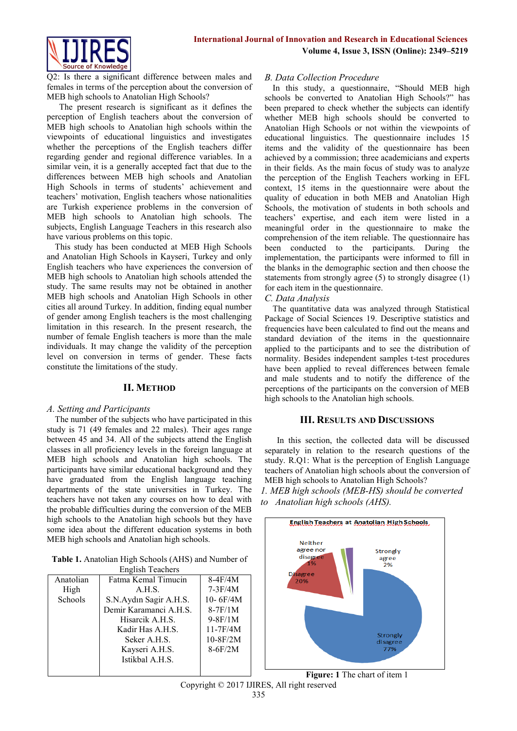Q2: Is there a significant difference between males and females in terms of the perception about the conversion of MEB high schools to Anatolian High Schools?

The present research is significant as it defines the perception of English teachers about the conversion of MEB high schools to Anatolian high schools within the viewpoints of educational linguistics and investigates whether the perceptions of the English teachers differ regarding gender and regional difference variables. In a similar vein, it is a generally accepted fact that due to the differences between MEB high schools and Anatolian High Schools in terms of students' achievement and teachers' motivation, English teachers whose nationalities are Turkish experience problems in the conversion of MEB high schools to Anatolian high schools. The subjects, English Language Teachers in this research also have various problems on this topic.

This study has been conducted at MEB High Schools and Anatolian High Schools in Kayseri, Turkey and only English teachers who have experiences the conversion of MEB high schools to Anatolian high schools attended the study. The same results may not be obtained in another MEB high schools and Anatolian High Schools in other cities all around Turkey. In addition, finding equal number of gender among English teachers is the most challenging limitation in this research. In the present research, the number of female English teachers is more than the male individuals. It may change the validity of the perception level on conversion in terms of gender. These facts constitute the limitations of the study.

## II. Method

### A. Setting and Participants

The number of the subjects who have participated in this study is 71 (49 females and 22 males). Their ages range between 45 and 34. All of the subjects attend the English classes in all proficiency levels in the foreign language at MEB high schools and Anatolian high schools. The participants have similar educational background and they have graduated from the English language teaching departments of the state universities in Turkey. The teachers have not taken any courses on how to deal with the probable difficulties during the conversion of the MEB high schools to the Anatolian high schools but they have some idea about the different education systems in both MEB high schools and Anatolian high schools.

**Table 1.** Anatolian High Schools (AHS) and Number of English Teachers

| | | |
|---|---|---|
| Anatolian High Schools | Fatma Kemal Timucin A.H.S. | 8-4F/4M |
| | | 7-3F/4M |
| | S.N.Aydın Sagir A.H.S. | 10- 6F/4M |
| | Demir Karamanci A.H.S. | 8-7F/1M |
| | Hisarcik A.H.S. | 9-8F/1M |
| | Kadir Has A.H.S. | 11-7F/4M |
| | Seker A.H.S. | 10-8F/2M |
| | Kayseri A.H.S. | 8-6F/2M |
| | Istikbal A.H.S. | |

### B. Data Collection Procedure

In this study, a questionnaire, "Should MEB high schools be converted to Anatolian High Schools?" has been prepared to check whether the subjects can identify whether MEB high schools should be converted to Anatolian High Schools or not within the viewpoints of educational linguistics. The questionnaire includes 15 items and the validity of the questionnaire has been achieved by a commission; three academicians and experts in their fields. As the main focus of study was to analyze the perception of the English Teachers working in EFL context, 15 items in the questionnaire were about the quality of education in both MEB and Anatolian High Schools, the motivation of students in both schools and teachers' expertise, and each item were listed in a meaningful order in the questionnaire to make the comprehension of the item reliable. The questionnaire has been conducted to the participants. During the implementation, the participants were informed to fill in the blanks in the demographic section and then choose the statements from strongly agree (5) to strongly disagree (1) for each item in the questionnaire.

### C. Data Analysis

The quantitative data was analyzed through Statistical Package of Social Sciences 19. Descriptive statistics and frequencies have been calculated to find out the means and standard deviation of the items in the questionnaire applied to the participants and to see the distribution of normality. Besides independent samples t-test procedures have been applied to reveal differences between female and male students and to notify the difference of the perceptions of the participants on the conversion of MEB high schools to the Anatolian high schools.

## III. Results and Discussions

In this section, the collected data will be discussed separately in relation to the research questions of the study. R.Q1: What is the perception of English Language teachers of Anatolian high schools about the conversion of MEB high schools to Anatolian High Schools?

*1. MEB high schools (MEB-HS) should be converted to Anatolian high schools (AHS).*

English Teachers at Anatolian High Schools

Neither agree nor disagree 1%; Strongly agree 2%; Disagree 20%; Strongly disagree 77%

**Figure: 1** The chart of item 1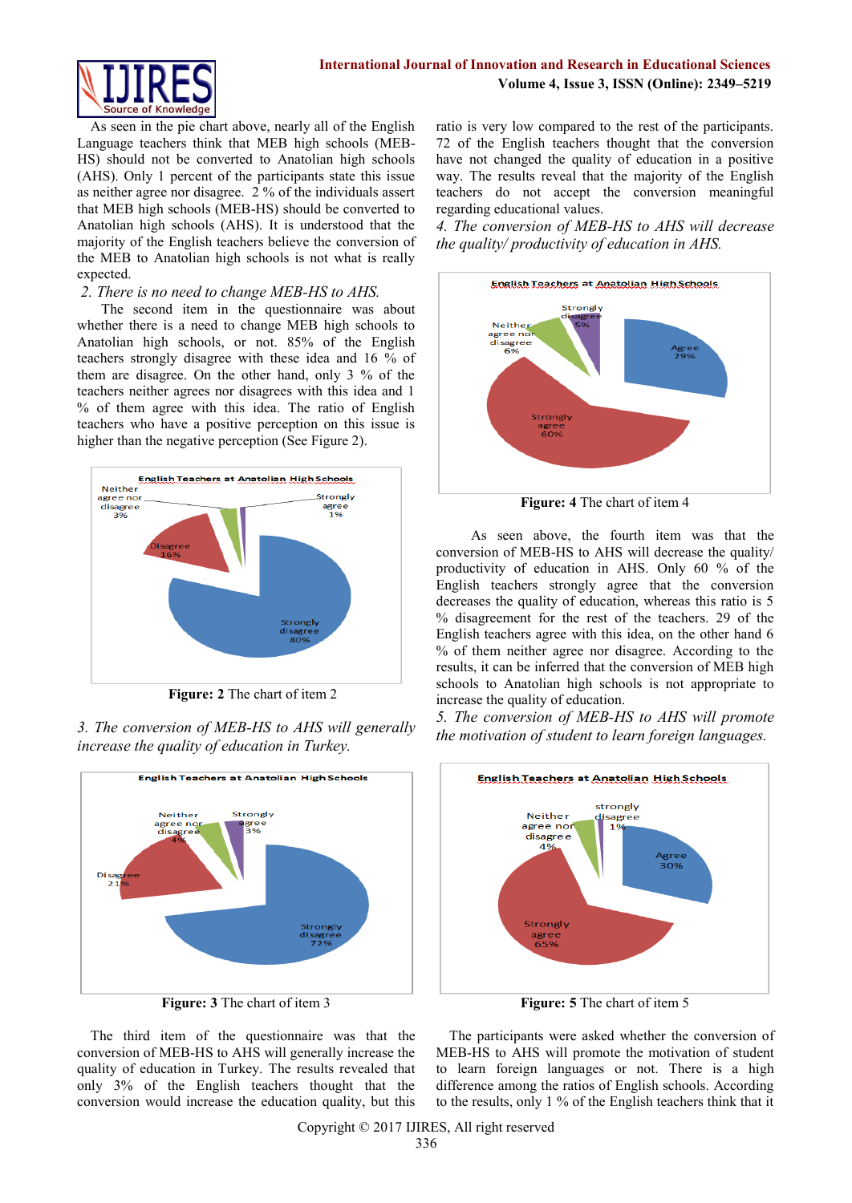As seen in the pie chart above, nearly all of the English Language teachers think that MEB high schools (MEB-HS) should not be converted to Anatolian high schools (AHS). Only 1 percent of the participants state this issue as neither agree nor disagree. 2 % of the individuals assert that MEB high schools (MEB-HS) should be converted to Anatolian high schools (AHS). It is understood that the majority of the English teachers believe the conversion of the MEB to Anatolian high schools is not what is really expected.

*2. There is no need to change MEB-HS to AHS.*

The second item in the questionnaire was about whether there is a need to change MEB high schools to Anatolian high schools, or not. 85% of the English teachers strongly disagree with these idea and 16 % of them are disagree. On the other hand, only 3 % of the teachers neither agrees nor disagrees with this idea and 1 % of them agree with this idea. The ratio of English teachers who have a positive perception on this issue is higher than the negative perception (See Figure 2).

**Figure: 2** The chart of item 2

*3. The conversion of MEB-HS to AHS will generally increase the quality of education in Turkey.*

**Figure: 3** The chart of item 3

The third item of the questionnaire was that the conversion of MEB-HS to AHS will generally increase the quality of education in Turkey. The results revealed that only 3% of the English teachers thought that this conversion would increase the education quality, but this ratio is very low compared to the rest of the participants. 72 of the English teachers thought that the conversion have not changed the quality of education in a positive way. The results reveal that the majority of the English teachers do not accept the conversion meaningful regarding educational values.

*4. The conversion of MEB-HS to AHS will decrease the quality/ productivity of education in AHS.*

**Figure: 4** The chart of item 4

As seen above, the fourth item was that the conversion of MEB-HS to AHS will decrease the quality/ productivity of education in AHS. Only 60 % of the English teachers strongly agree that the conversion decreases the quality of education, whereas this ratio is 5 % disagreement for the rest of the teachers. 29 of the English teachers agree with this idea, on the other hand 6 % of them neither agree nor disagree. According to the results, it can be inferred that the conversion of MEB high schools to Anatolian high schools is not appropriate to increase the quality of education.

*5. The conversion of MEB-HS to AHS will promote the motivation of student to learn foreign languages.*

**Figure: 5** The chart of item 5

The participants were asked whether the conversion of MEB-HS to AHS will promote the motivation of student to learn foreign languages or not. There is a high difference among the ratios of English schools. According to the results, only 1 % of the English teachers think that it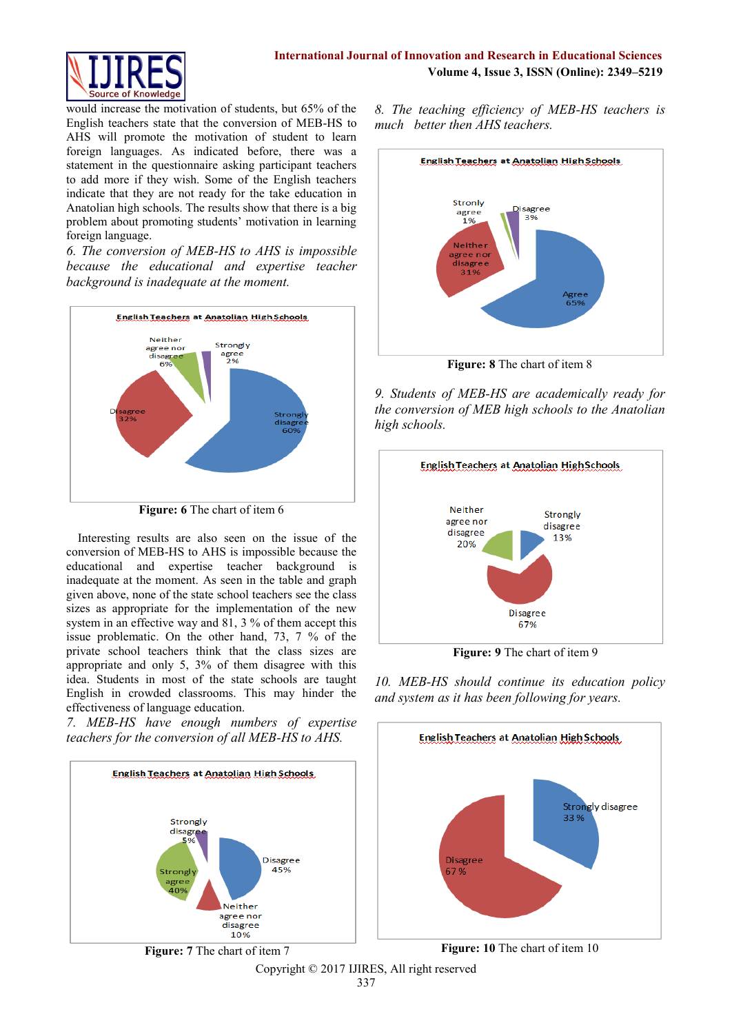would increase the motivation of students, but 65% of the English teachers state that the conversion of MEB-HS to AHS will promote the motivation of student to learn foreign languages. As indicated before, there was a statement in the questionnaire asking participant teachers to add more if they wish. Some of the English teachers indicate that they are not ready for the take education in Anatolian high schools. The results show that there is a big problem about promoting students' motivation in learning foreign language.

*6. The conversion of MEB-HS to AHS is impossible because the educational and expertise teacher background is inadequate at the moment.*

**Figure: 6** The chart of item 6

Interesting results are also seen on the issue of the conversion of MEB-HS to AHS is impossible because the educational and expertise teacher background is inadequate at the moment. As seen in the table and graph given above, none of the state school teachers see the class sizes as appropriate for the implementation of the new system in an effective way and 81, 3 % of them accept this issue problematic. On the other hand, 73, 7 % of the private school teachers think that the class sizes are appropriate and only 5, 3% of them disagree with this idea. Students in most of the state schools are taught English in crowded classrooms. This may hinder the effectiveness of language education.

*7. MEB-HS have enough numbers of expertise teachers for the conversion of all MEB-HS to AHS.*

**Figure: 7** The chart of item 7

*8. The teaching efficiency of MEB-HS teachers is much better then AHS teachers.*

**Figure: 8** The chart of item 8

*9. Students of MEB-HS are academically ready for the conversion of MEB high schools to the Anatolian high schools.*

**Figure: 9** The chart of item 9

*10. MEB-HS should continue its education policy and system as it has been following for years.*

**Figure: 10** The chart of item 10

Copyright © 2017 IJIRES, All right reserved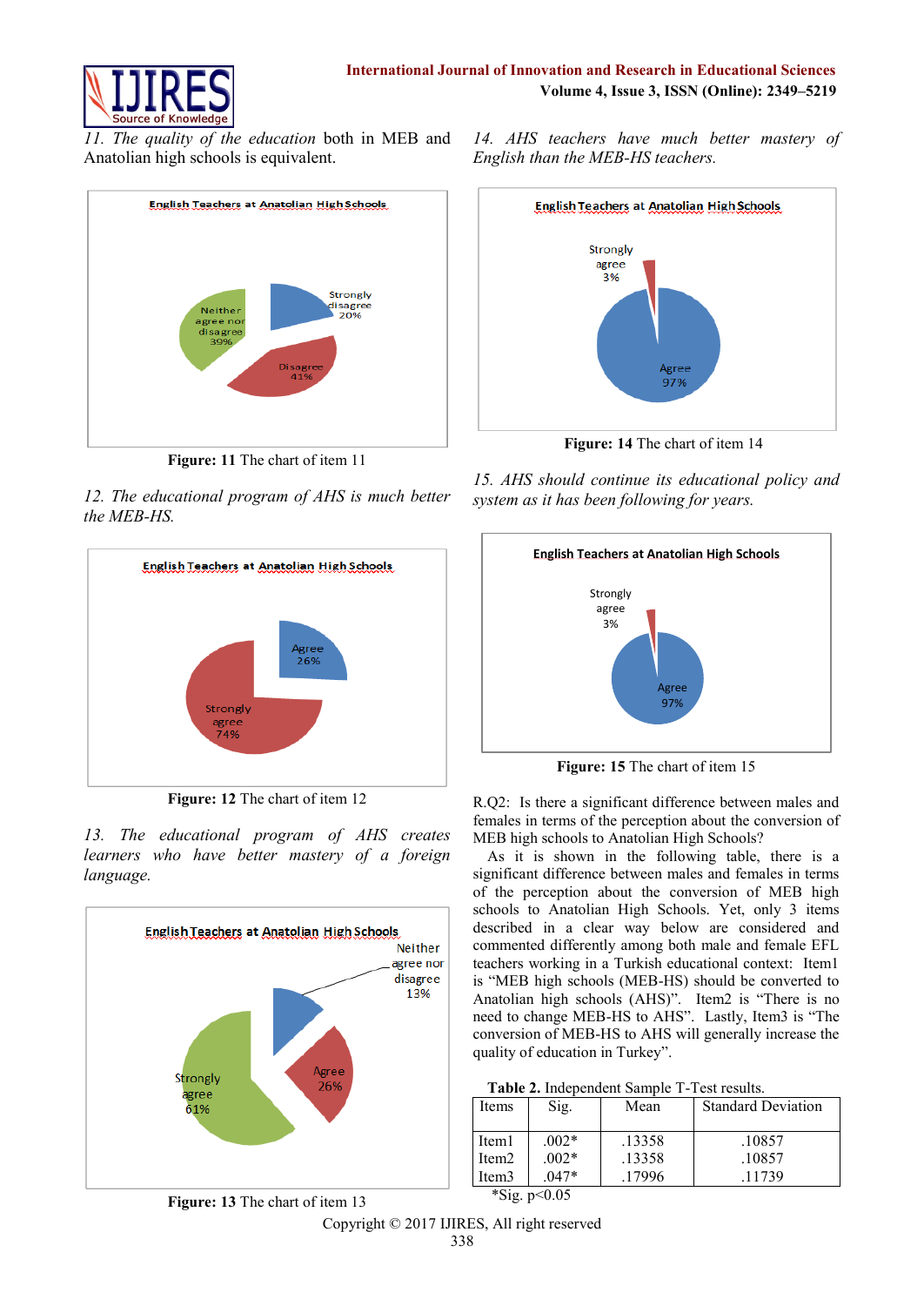*11. The quality of the education* both in MEB and Anatolian high schools is equivalent.

Figure: 11 The chart of item 11

*12. The educational program of AHS is much better the MEB-HS.*

Figure: 12 The chart of item 12

*13. The educational program of AHS creates learners who have better mastery of a foreign language.*

Figure: 13 The chart of item 13

*14. AHS teachers have much better mastery of English than the MEB-HS teachers.*

Figure: 14 The chart of item 14

*15. AHS should continue its educational policy and system as it has been following for years.*

Figure: 15 The chart of item 15

R.Q2: Is there a significant difference between males and females in terms of the perception about the conversion of MEB high schools to Anatolian High Schools?

As it is shown in the following table, there is a significant difference between males and females in terms of the perception about the conversion of MEB high schools to Anatolian High Schools. Yet, only 3 items described in a clear way below are considered and commented differently among both male and female EFL teachers working in a Turkish educational context: Item1 is "MEB high schools (MEB-HS) should be converted to Anatolian high schools (AHS)". Item2 is "There is no need to change MEB-HS to AHS". Lastly, Item3 is "The conversion of MEB-HS to AHS will generally increase the quality of education in Turkey".

**Table 2.** Independent Sample T-Test results.

| Items | Sig. | Mean | Standard Deviation |
|---|---|---|---|
| Item1 | .002* | .13358 | .10857 |
| Item2 | .002* | .13358 | .10857 |
| Item3 | .047* | .17996 | .11739 |

*Sig. p<0.05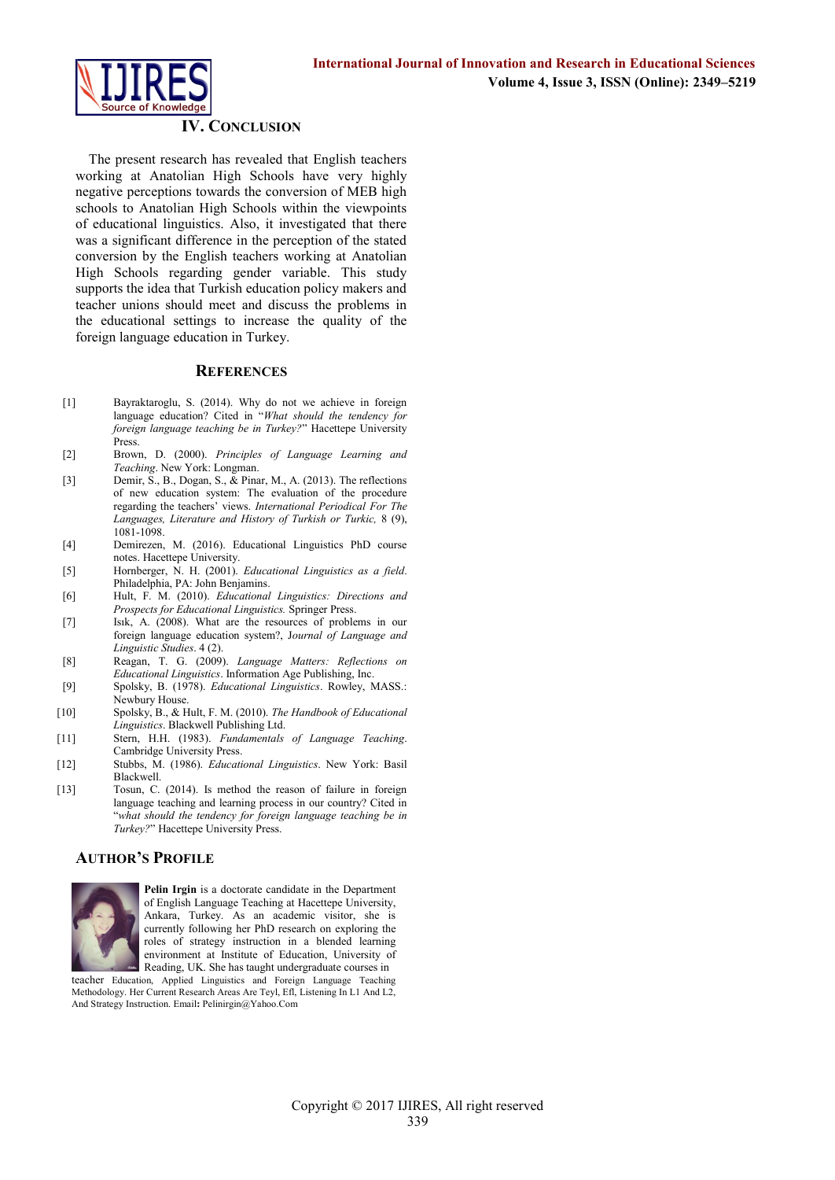## IV. Conclusion

The present research has revealed that English teachers working at Anatolian High Schools have very highly negative perceptions towards the conversion of MEB high schools to Anatolian High Schools within the viewpoints of educational linguistics. Also, it investigated that there was a significant difference in the perception of the stated conversion by the English teachers working at Anatolian High Schools regarding gender variable. This study supports the idea that Turkish education policy makers and teacher unions should meet and discuss the problems in the educational settings to increase the quality of the foreign language education in Turkey.

## References

[1] Bayraktaroglu, S. (2014). Why do not we achieve in foreign language education? Cited in "*What should the tendency for foreign language teaching be in Turkey?*" Hacettepe University Press.

[2] Brown, D. (2000). *Principles of Language Learning and Teaching*. New York: Longman.

[3] Demir, S., B., Dogan, S., & Pinar, M., A. (2013). The reflections of new education system: The evaluation of the procedure regarding the teachers' views. *International Periodical For The Languages, Literature and History of Turkish or Turkic,* 8 (9), 1081-1098.

[4] Demirezen, M. (2016). Educational Linguistics PhD course notes. Hacettepe University.

[5] Hornberger, N. H. (2001). *Educational Linguistics as a field*. Philadelphia, PA: John Benjamins.

[6] Hult, F. M. (2010). *Educational Linguistics: Directions and Prospects for Educational Linguistics.* Springer Press.

[7] Isık, A. (2008). What are the resources of problems in our foreign language education system?, J*ournal of Language and Linguistic Studies*. 4 (2).

[8] Reagan, T. G. (2009). *Language Matters: Reflections on Educational Linguistics*. Information Age Publishing, Inc.

[9] Spolsky, B. (1978). *Educational Linguistics*. Rowley, MASS.: Newbury House.

[10] Spolsky, B., & Hult, F. M. (2010). *The Handbook of Educational Linguistics*. Blackwell Publishing Ltd.

[11] Stern, H.H. (1983). *Fundamentals of Language Teaching*. Cambridge University Press.

[12] Stubbs, M. (1986). *Educational Linguistics*. New York: Basil Blackwell.

[13] Tosun, C. (2014). Is method the reason of failure in foreign language teaching and learning process in our country? Cited in "*what should the tendency for foreign language teaching be in Turkey?*" Hacettepe University Press.

## Author's Profile

**Pelin Irgin** is a doctorate candidate in the Department of English Language Teaching at Hacettepe University, Ankara, Turkey. As an academic visitor, she is currently following her PhD research on exploring the roles of strategy instruction in a blended learning environment at Institute of Education, University of Reading, UK. She has taught undergraduate courses in teacher Education, Applied Linguistics and Foreign Language Teaching Methodology. Her Current Research Areas Are Teyl, Efl, Listening In L1 And L2, And Strategy Instruction. Email**:** Pelinirgin@Yahoo.Com